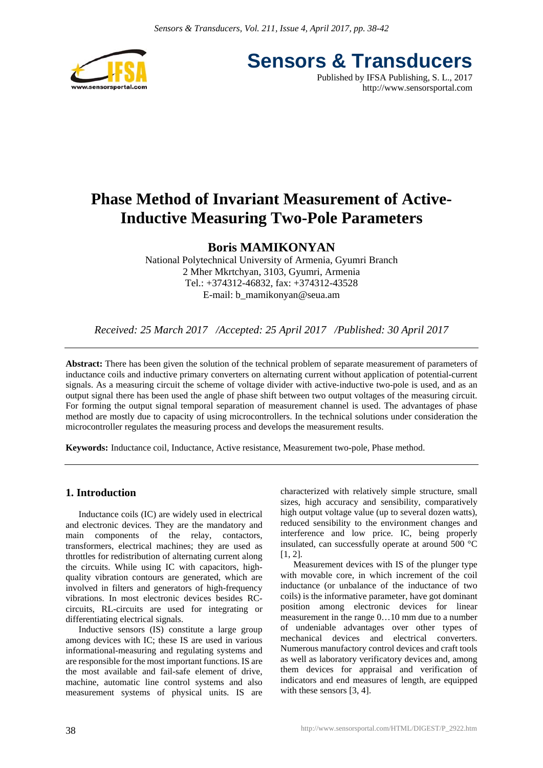# Phase Method of Invariant Measurement of Active-Inductive Measuring Two-Pole Parameters

**Boris MAMIKONYAN**

National Polytechnical University of Armenia, Gyumri Branch
2 Mher Mkrtchyan, 3103, Gyumri, Armenia
Tel.: +374312-46832, fax: +374312-43528
E-mail: b_mamikonyan@seua.am

*Received: 25 March 2017 /Accepted: 25 April 2017 /Published: 30 April 2017*

**Abstract:** There has been given the solution of the technical problem of separate measurement of parameters of inductance coils and inductive primary converters on alternating current without application of potential-current signals. As a measuring circuit the scheme of voltage divider with active-inductive two-pole is used, and as an output signal there has been used the angle of phase shift between two output voltages of the measuring circuit. For forming the output signal temporal separation of measurement channel is used. The advantages of phase method are mostly due to capacity of using microcontrollers. In the technical solutions under consideration the microcontroller regulates the measuring process and develops the measurement results.

**Keywords:** Inductance coil, Inductance, Active resistance, Measurement two-pole, Phase method.

## 1. Introduction

Inductance coils (IC) are widely used in electrical and electronic devices. They are the mandatory and main components of the relay, contactors, transformers, electrical machines; they are used as throttles for redistribution of alternating current along the circuits. While using IC with capacitors, high-quality vibration contours are generated, which are involved in filters and generators of high-frequency vibrations. In most electronic devices besides RC-circuits, RL-circuits are used for integrating or differentiating electrical signals.

Inductive sensors (IS) constitute a large group among devices with IC; these IS are used in various informational-measuring and regulating systems and are responsible for the most important functions. IS are the most available and fail-safe element of drive, machine, automatic line control systems and also measurement systems of physical units. IS are characterized with relatively simple structure, small sizes, high accuracy and sensibility, comparatively high output voltage value (up to several dozen watts), reduced sensibility to the environment changes and interference and low price. IC, being properly insulated, can successfully operate at around 500 °C [1, 2].

Measurement devices with IS of the plunger type with movable core, in which increment of the coil inductance (or unbalance of the inductance of two coils) is the informative parameter, have got dominant position among electronic devices for linear measurement in the range 0…10 mm due to a number of undeniable advantages over other types of mechanical devices and electrical converters. Numerous manufactory control devices and craft tools as well as laboratory verificatory devices and, among them devices for appraisal and verification of indicators and end measures of length, are equipped with these sensors [3, 4].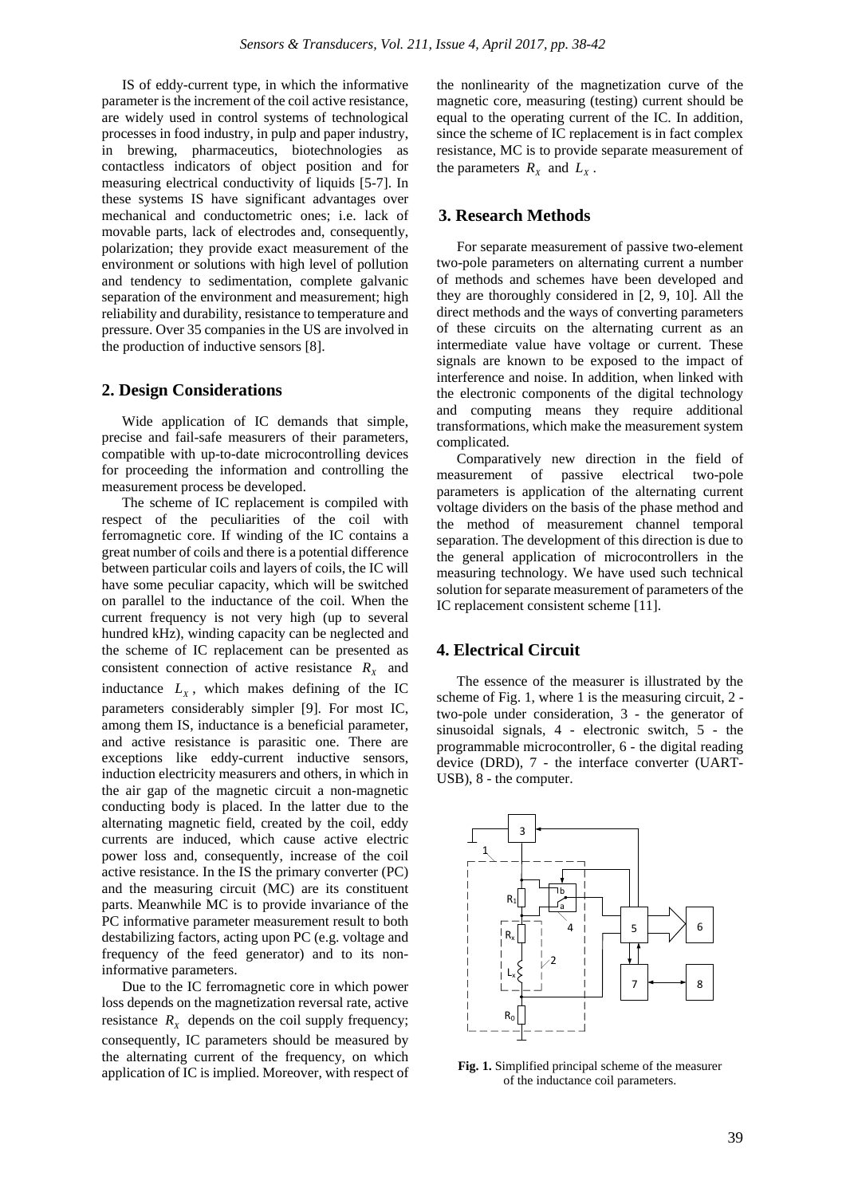IS of eddy-current type, in which the informative parameter is the increment of the coil active resistance, are widely used in control systems of technological processes in food industry, in pulp and paper industry, in brewing, pharmaceutics, biotechnologies as contactless indicators of object position and for measuring electrical conductivity of liquids [5-7]. In these systems IS have significant advantages over mechanical and conductometric ones; i.e. lack of movable parts, lack of electrodes and, consequently, polarization; they provide exact measurement of the environment or solutions with high level of pollution and tendency to sedimentation, complete galvanic separation of the environment and measurement; high reliability and durability, resistance to temperature and pressure. Over 35 companies in the US are involved in the production of inductive sensors [8].

## 2. Design Considerations

Wide application of IC demands that simple, precise and fail-safe measurers of their parameters, compatible with up-to-date microcontrolling devices for proceeding the information and controlling the measurement process be developed.

The scheme of IC replacement is compiled with respect of the peculiarities of the coil with ferromagnetic core. If winding of the IC contains a great number of coils and there is a potential difference between particular coils and layers of coils, the IC will have some peculiar capacity, which will be switched on parallel to the inductance of the coil. When the current frequency is not very high (up to several hundred kHz), winding capacity can be neglected and the scheme of IC replacement can be presented as consistent connection of active resistance $R_X$ and inductance $L_X$, which makes defining of the IC parameters considerably simpler [9]. For most IC, among them IS, inductance is a beneficial parameter, and active resistance is parasitic one. There are exceptions like eddy-current inductive sensors, induction electricity measurers and others, in which in the air gap of the magnetic circuit a non-magnetic conducting body is placed. In the latter due to the alternating magnetic field, created by the coil, eddy currents are induced, which cause active electric power loss and, consequently, increase of the coil active resistance. In the IS the primary converter (PC) and the measuring circuit (MC) are its constituent parts. Meanwhile MC is to provide invariance of the PC informative parameter measurement result to both destabilizing factors, acting upon PC (e.g. voltage and frequency of the feed generator) and to its non-informative parameters.

Due to the IC ferromagnetic core in which power loss depends on the magnetization reversal rate, active resistance $R_X$ depends on the coil supply frequency; consequently, IC parameters should be measured by the alternating current of the frequency, on which application of IC is implied. Moreover, with respect of the nonlinearity of the magnetization curve of the magnetic core, measuring (testing) current should be equal to the operating current of the IC. In addition, since the scheme of IC replacement is in fact complex resistance, MC is to provide separate measurement of the parameters $R_X$ and $L_X$.

## 3. Research Methods

For separate measurement of passive two-element two-pole parameters on alternating current a number of methods and schemes have been developed and they are thoroughly considered in [2, 9, 10]. All the direct methods and the ways of converting parameters of these circuits on the alternating current as an intermediate value have voltage or current. These signals are known to be exposed to the impact of interference and noise. In addition, when linked with the electronic components of the digital technology and computing means they require additional transformations, which make the measurement system complicated.

Comparatively new direction in the field of measurement of passive electrical two-pole parameters is application of the alternating current voltage dividers on the basis of the phase method and the method of measurement channel temporal separation. The development of this direction is due to the general application of microcontrollers in the measuring technology. We have used such technical solution for separate measurement of parameters of the IC replacement consistent scheme [11].

## 4. Electrical Circuit

The essence of the measurer is illustrated by the scheme of Fig. 1, where 1 is the measuring circuit, 2 - two-pole under consideration, 3 - the generator of sinusoidal signals, 4 - electronic switch, 5 - the programmable microcontroller, 6 - the digital reading device (DRD), 7 - the interface converter (UART-USB), 8 - the computer.

**Fig. 1.** Simplified principal scheme of the measurer of the inductance coil parameters.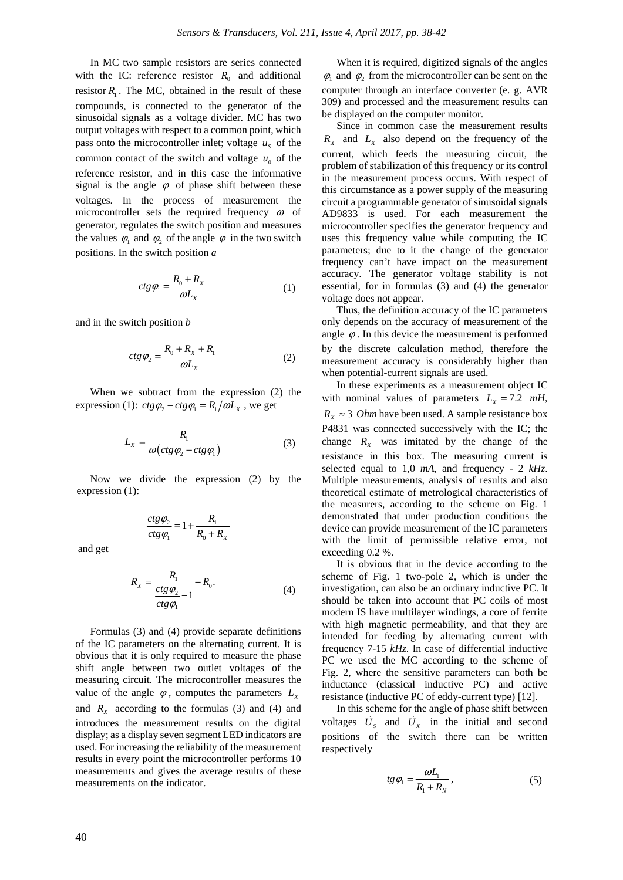In MC two sample resistors are series connected with the IC: reference resistor $R_0$ and additional resistor $R_1$. The MC, obtained in the result of these compounds, is connected to the generator of the sinusoidal signals as a voltage divider. MC has two output voltages with respect to a common point, which pass onto the microcontroller inlet; voltage $u_S$ of the common contact of the switch and voltage $u_0$ of the reference resistor, and in this case the informative signal is the angle $\varphi$ of phase shift between these voltages. In the process of measurement the microcontroller sets the required frequency $\omega$ of generator, regulates the switch position and measures the values $\varphi_1$ and $\varphi_2$ of the angle $\varphi$ in the two switch positions. In the switch position *a*

$$ctg\varphi_1 = \frac{R_0 + R_X}{\omega L_X} \tag{1}$$

and in the switch position *b*

$$ctg\varphi_2 = \frac{R_0 + R_X + R_1}{\omega L_X} \tag{2}$$

When we subtract from the expression (2) the expression (1): $ctg\varphi_2 - ctg\varphi_1 = R_1/\omega L_X$ , we get

$$L_X = \frac{R_1}{\omega\left(ctg\varphi_2 - ctg\varphi_1\right)} \tag{3}$$

Now we divide the expression (2) by the expression (1):

$$\frac{ctg\varphi_2}{ctg\varphi_1} = 1 + \frac{R_1}{R_0 + R_X}$$

and get

$$R_X = \frac{R_1}{\dfrac{ctg\varphi_2}{ctg\varphi_1} - 1} - R_0. \tag{4}$$

Formulas (3) and (4) provide separate definitions of the IC parameters on the alternating current. It is obvious that it is only required to measure the phase shift angle between two outlet voltages of the measuring circuit. The microcontroller measures the value of the angle $\varphi$, computes the parameters $L_X$ and $R_X$ according to the formulas (3) and (4) and introduces the measurement results on the digital display; as a display seven segment LED indicators are used. For increasing the reliability of the measurement results in every point the microcontroller performs 10 measurements and gives the average results of these measurements on the indicator.

When it is required, digitized signals of the angles $\varphi_1$ and $\varphi_2$ from the microcontroller can be sent on the computer through an interface converter (e. g. AVR 309) and processed and the measurement results can be displayed on the computer monitor.

Since in common case the measurement results $R_X$ and $L_X$ also depend on the frequency of the current, which feeds the measuring circuit, the problem of stabilization of this frequency or its control in the measurement process occurs. With respect of this circumstance as a power supply of the measuring circuit a programmable generator of sinusoidal signals AD9833 is used. For each measurement the microcontroller specifies the generator frequency and uses this frequency value while computing the IC parameters; due to it the change of the generator frequency can't have impact on the measurement accuracy. The generator voltage stability is not essential, for in formulas (3) and (4) the generator voltage does not appear.

Thus, the definition accuracy of the IC parameters only depends on the accuracy of measurement of the angle $\varphi$. In this device the measurement is performed by the discrete calculation method, therefore the measurement accuracy is considerably higher than when potential-current signals are used.

In these experiments as a measurement object IC with nominal values of parameters $L_X = 7.2$ *mH*, $R_X \approx 3$ *Ohm* have been used. A sample resistance box P4831 was connected successively with the IC; the change $R_X$ was imitated by the change of the resistance in this box. The measuring current is selected equal to 1,0 *mA*, and frequency - 2 *kHz*. Multiple measurements, analysis of results and also theoretical estimate of metrological characteristics of the measurers, according to the scheme on Fig. 1 demonstrated that under production conditions the device can provide measurement of the IC parameters with the limit of permissible relative error, not exceeding 0.2 %.

It is obvious that in the device according to the scheme of Fig. 1 two-pole 2, which is under the investigation, can also be an ordinary inductive PC. It should be taken into account that PC coils of most modern IS have multilayer windings, a core of ferrite with high magnetic permeability, and that they are intended for feeding by alternating current with frequency 7-15 *kHz*. In case of differential inductive PC we used the MC according to the scheme of Fig. 2, where the sensitive parameters can both be inductance (classical inductive PC) and active resistance (inductive PC of eddy-current type) [12].

In this scheme for the angle of phase shift between voltages $\dot{U}_S$ and $\dot{U}_X$ in the initial and second positions of the switch there can be written respectively

$$tg\varphi_1 = \frac{\omega L_1}{R_1 + R_N}, \tag{5}$$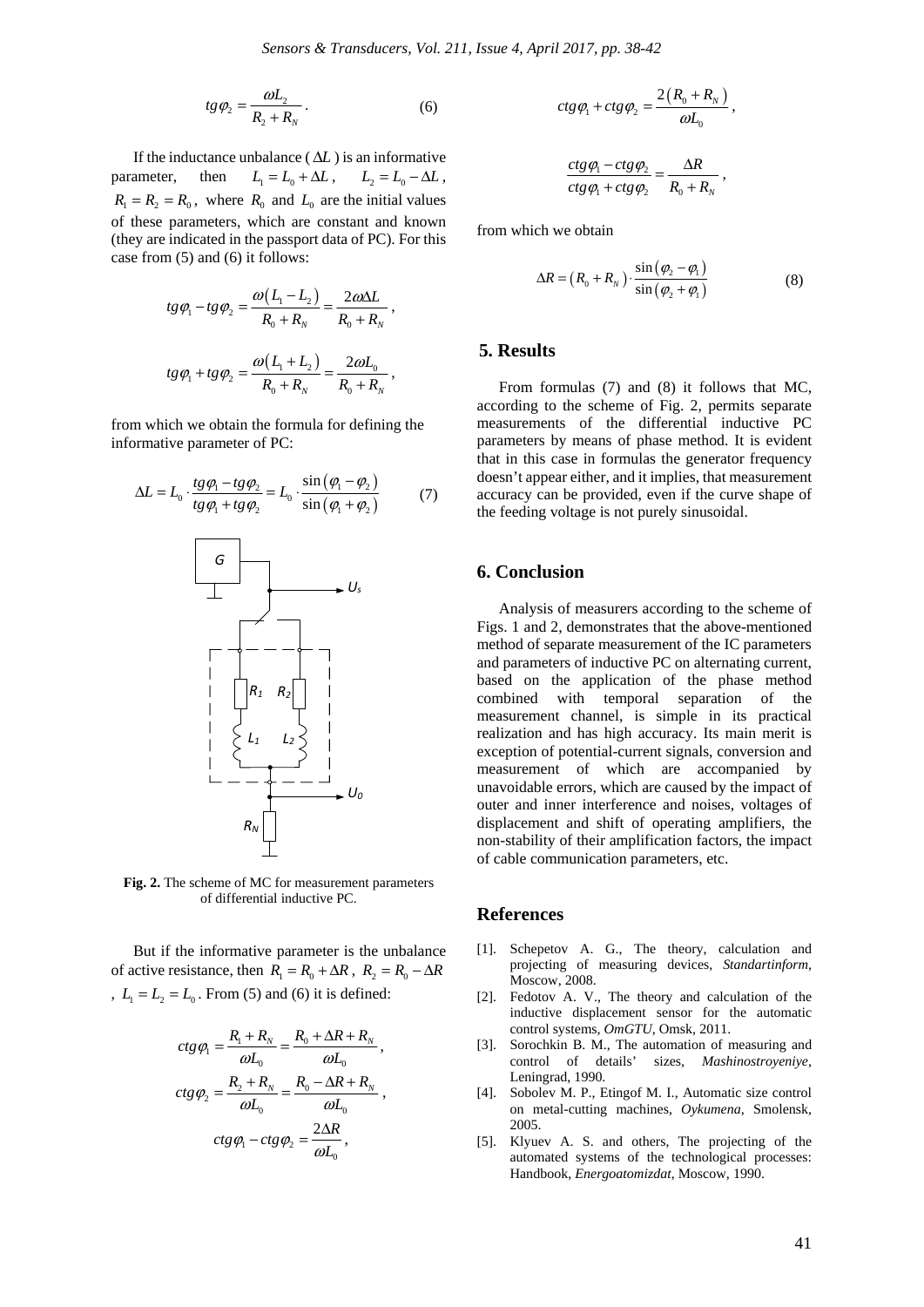$$tg\varphi_2 = \frac{\omega L_2}{R_2 + R_N}. \qquad (6)$$

If the inductance unbalance ( $\Delta L$ ) is an informative parameter, then $L_1 = L_0 + \Delta L$, $L_2 = L_0 - \Delta L$, $R_1 = R_2 = R_0$, where $R_0$ and $L_0$ are the initial values of these parameters, which are constant and known (they are indicated in the passport data of PC). For this case from (5) and (6) it follows:

$$tg\varphi_1 - tg\varphi_2 = \frac{\omega(L_1 - L_2)}{R_0 + R_N} = \frac{2\omega\Delta L}{R_0 + R_N},$$

$$tg\varphi_1 + tg\varphi_2 = \frac{\omega(L_1 + L_2)}{R_0 + R_N} = \frac{2\omega L_0}{R_0 + R_N},$$

from which we obtain the formula for defining the informative parameter of PC:

$$\Delta L = L_0 \cdot \frac{tg\varphi_1 - tg\varphi_2}{tg\varphi_1 + tg\varphi_2} = L_0 \cdot \frac{\sin(\varphi_1 - \varphi_2)}{\sin(\varphi_1 + \varphi_2)} \qquad (7)$$

**Fig. 2.** The scheme of MC for measurement parameters of differential inductive PC.

But if the informative parameter is the unbalance of active resistance, then $R_1 = R_0 + \Delta R$, $R_2 = R_0 - \Delta R$, $L_1 = L_2 = L_0$. From (5) and (6) it is defined:

$$ctg\varphi_1 = \frac{R_1 + R_N}{\omega L_0} = \frac{R_0 + \Delta R + R_N}{\omega L_0},$$

$$ctg\varphi_2 = \frac{R_2 + R_N}{\omega L_0} = \frac{R_0 - \Delta R + R_N}{\omega L_0},$$

$$ctg\varphi_1 - ctg\varphi_2 = \frac{2\Delta R}{\omega L_0},$$

$$ctg\varphi_1 + ctg\varphi_2 = \frac{2(R_0 + R_N)}{\omega L_0},$$

$$\frac{ctg\varphi_1 - ctg\varphi_2}{ctg\varphi_1 + ctg\varphi_2} = \frac{\Delta R}{R_0 + R_N},$$

from which we obtain

$$\Delta R = (R_0 + R_N) \cdot \frac{\sin(\varphi_2 - \varphi_1)}{\sin(\varphi_2 + \varphi_1)} \qquad (8)$$

## 5. Results

From formulas (7) and (8) it follows that MC, according to the scheme of Fig. 2, permits separate measurements of the differential inductive PC parameters by means of phase method. It is evident that in this case in formulas the generator frequency doesn't appear either, and it implies, that measurement accuracy can be provided, even if the curve shape of the feeding voltage is not purely sinusoidal.

## 6. Conclusion

Analysis of measurers according to the scheme of Figs. 1 and 2, demonstrates that the above-mentioned method of separate measurement of the IC parameters and parameters of inductive PC on alternating current, based on the application of the phase method combined with temporal separation of the measurement channel, is simple in its practical realization and has high accuracy. Its main merit is exception of potential-current signals, conversion and measurement of which are accompanied by unavoidable errors, which are caused by the impact of outer and inner interference and noises, voltages of displacement and shift of operating amplifiers, the non-stability of their amplification factors, the impact of cable communication parameters, etc.

## References

[1]. Schepetov A. G., The theory, calculation and projecting of measuring devices, *Standartinform*, Moscow, 2008.

[2]. Fedotov A. V., The theory and calculation of the inductive displacement sensor for the automatic control systems, *OmGTU*, Omsk, 2011.

[3]. Sorochkin B. M., The automation of measuring and control of details' sizes, *Mashinostroyeniye*, Leningrad, 1990.

[4]. Sobolev M. P., Etingof M. I., Automatic size control on metal-cutting machines, *Oykumena*, Smolensk, 2005.

[5]. Klyuev A. S. and others, The projecting of the automated systems of the technological processes: Handbook, *Energoatomizdat*, Moscow, 1990.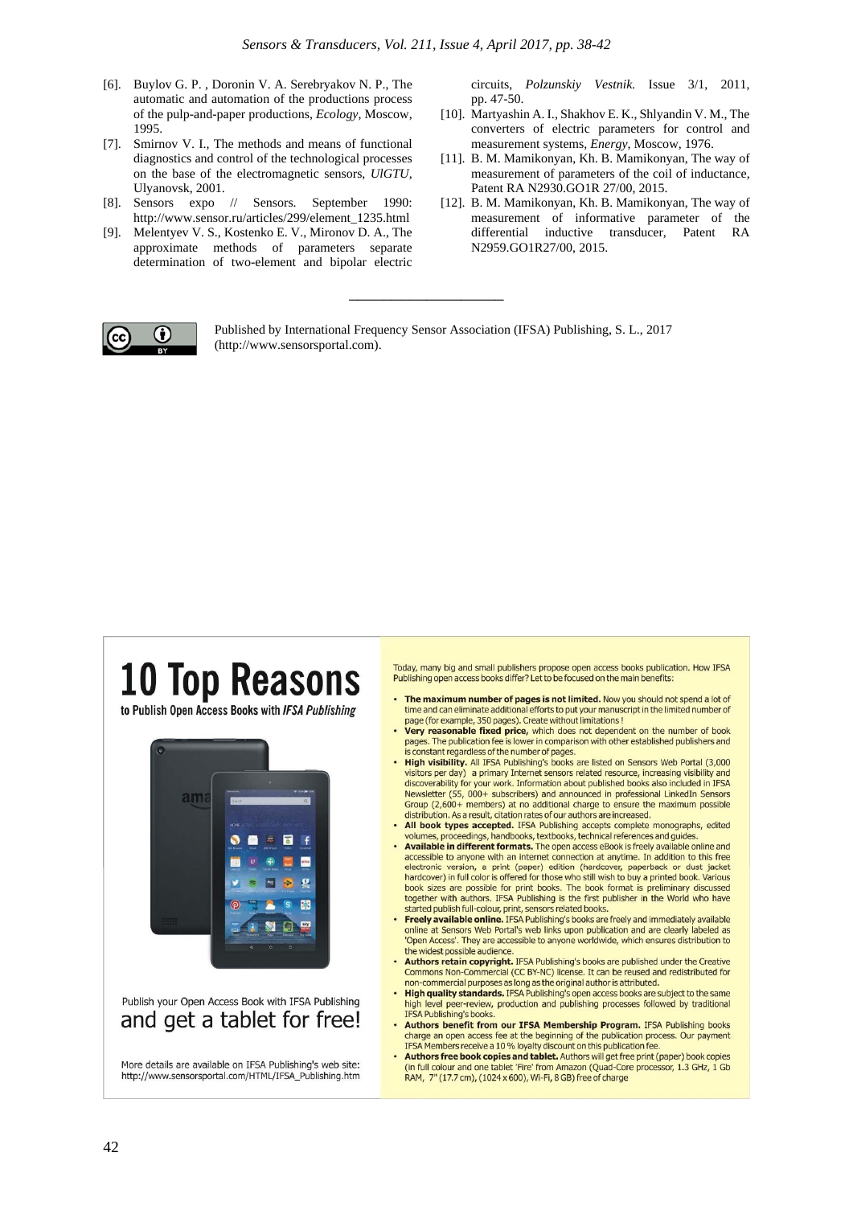[6]. Buylov G. P. , Doronin V. A. Serebryakov N. P., The automatic and automation of the productions process of the pulp-and-paper productions, *Ecology*, Moscow, 1995.

[7]. Smirnov V. I., The methods and means of functional diagnostics and control of the technological processes on the base of the electromagnetic sensors, *UlGTU*, Ulyanovsk, 2001.

[8]. Sensors expo // Sensors. September 1990: http://www.sensor.ru/articles/299/element_1235.html

[9]. Melentyev V. S., Kostenko E. V., Mironov D. A., The approximate methods of parameters separate determination of two-element and bipolar electric circuits, *Polzunskiy Vestnik*. Issue 3/1, 2011, pp. 47-50.

[10]. Martyashin A. I., Shakhov E. K., Shlyandin V. M., The converters of electric parameters for control and measurement systems, *Energy*, Moscow, 1976.

[11]. B. M. Mamikonyan, Kh. B. Mamikonyan, The way of measurement of parameters of the coil of inductance, Patent RA N2930.GO1R 27/00, 2015.

[12]. B. M. Mamikonyan, Kh. B. Mamikonyan, The way of measurement of informative parameter of the differential inductive transducer, Patent RA N2959.GO1R27/00, 2015.

---

Published by International Frequency Sensor Association (IFSA) Publishing, S. L., 2017 (http://www.sensorsportal.com).

# 10 Top Reasons

to Publish Open Access Books with *IFSA Publishing*

Publish your Open Access Book with IFSA Publishing

and get a tablet for free!

More details are available on IFSA Publishing's web site: http://www.sensorsportal.com/HTML/IFSA_Publishing.htm

Today, many big and small publishers propose open access books publication. How IFSA Publishing open access books differ? Let to be focused on the main benefits:

- **The maximum number of pages is not limited.** Now you should not spend a lot of time and can eliminate additional efforts to put your manuscript in the limited number of page (for example, 350 pages). Create without limitations !
- **Very reasonable fixed price,** which does not dependent on the number of book pages. The publication fee is lower in comparison with other established publishers and is constant regardless of the number of pages.
- **High visibility.** All IFSA Publishing's books are listed on Sensors Web Portal (3,000 visitors per day) a primary Internet sensors related resource, increasing visibility and discoverability for your work. Information about published books also included in IFSA Newsletter (55, 000+ subscribers) and announced in professional LinkedIn Sensors Group (2,600+ members) at no additional charge to ensure the maximum possible distribution. As a result, citation rates of our authors are increased.
- **All book types accepted.** IFSA Publishing accepts complete monographs, edited volumes, proceedings, handbooks, textbooks, technical references and guides.
- **Available in different formats.** The open access eBook is freely available online and accessible to anyone with an internet connection at anytime. In addition to this free electronic version, a print (paper) edition (hardcover, paperback or dust jacket hardcover) in full color is offered for those who still wish to buy a printed book. Various book sizes are possible for print books. The book format is preliminary discussed together with authors. IFSA Publishing is the first publisher in the World who have started publish full-colour, print, sensors related books.
- **Freely available online.** IFSA Publishing's books are freely and immediately available online at Sensors Web Portal's web links upon publication and are clearly labeled as 'Open Access'. They are accessible to anyone worldwide, which ensures distribution to the widest possible audience.
- **Authors retain copyright.** IFSA Publishing's books are published under the Creative Commons Non-Commercial (CC BY-NC) license. It can be reused and redistributed for non-commercial purposes as long as the original author is attributed.
- **High quality standards.** IFSA Publishing's open access books are subject to the same high level peer-review, production and publishing processes followed by traditional IFSA Publishing's books.
- **Authors benefit from our IFSA Membership Program.** IFSA Publishing books charge an open access fee at the beginning of the publication process. Our payment IFSA Members receive a 10 % loyalty discount on this publication fee.
- **Authors free book copies and tablet.** Authors will get free print (paper) book copies (in full colour and one tablet 'Fire' from Amazon (Quad-Core processor, 1.3 GHz, 1 Gb RAM, 7" (17.7 cm), (1024 x 600), Wi-Fi, 8 GB) free of charge